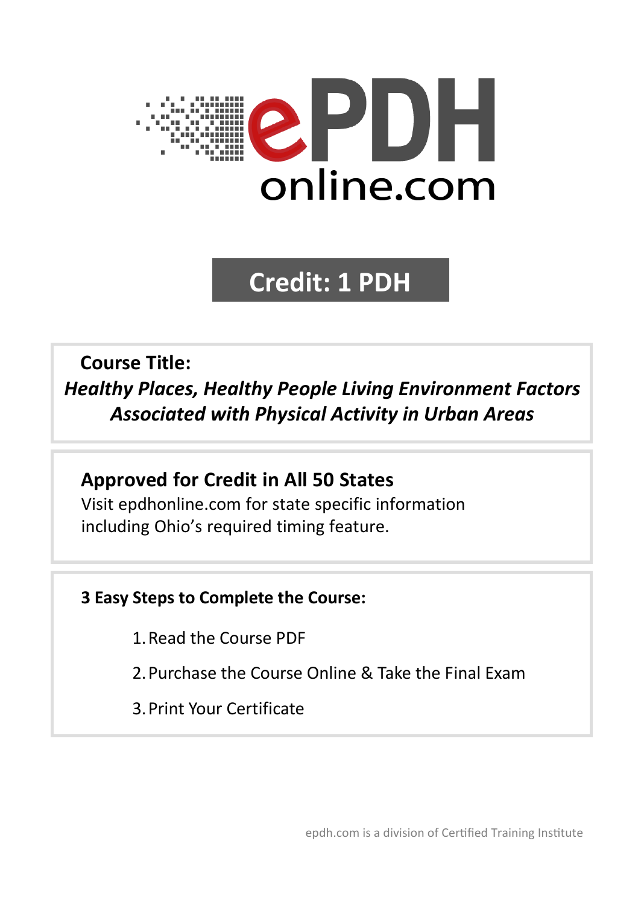# ePDH online.com

## Credit: 1 PDH

**Course Title:**

***Healthy Places, Healthy People Living Environment Factors Associated with Physical Activity in Urban Areas***

**Approved for Credit in All 50 States**

Visit epdhonline.com for state specific information including Ohio's required timing feature.

**3 Easy Steps to Complete the Course:**

1. Read the Course PDF
2. Purchase the Course Online & Take the Final Exam
3. Print Your Certificate

epdh.com is a division of Certified Training Institute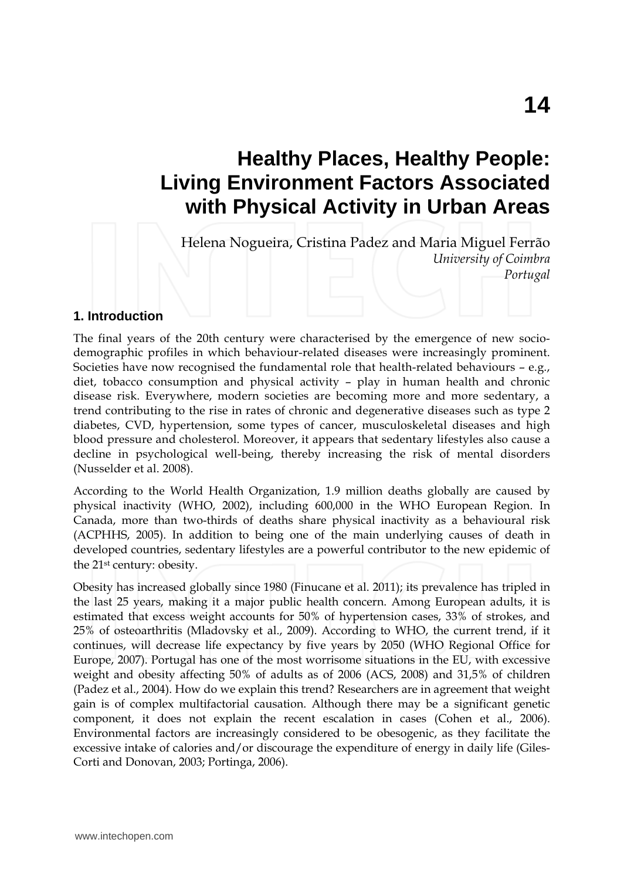# 14

# Healthy Places, Healthy People: Living Environment Factors Associated with Physical Activity in Urban Areas

Helena Nogueira, Cristina Padez and Maria Miguel Ferrão
*University of Coimbra*
*Portugal*

## 1. Introduction

The final years of the 20th century were characterised by the emergence of new socio-demographic profiles in which behaviour-related diseases were increasingly prominent. Societies have now recognised the fundamental role that health-related behaviours – e.g., diet, tobacco consumption and physical activity – play in human health and chronic disease risk. Everywhere, modern societies are becoming more and more sedentary, a trend contributing to the rise in rates of chronic and degenerative diseases such as type 2 diabetes, CVD, hypertension, some types of cancer, musculoskeletal diseases and high blood pressure and cholesterol. Moreover, it appears that sedentary lifestyles also cause a decline in psychological well-being, thereby increasing the risk of mental disorders (Nusselder et al. 2008).

According to the World Health Organization, 1.9 million deaths globally are caused by physical inactivity (WHO, 2002), including 600,000 in the WHO European Region. In Canada, more than two-thirds of deaths share physical inactivity as a behavioural risk (ACPHHS, 2005). In addition to being one of the main underlying causes of death in developed countries, sedentary lifestyles are a powerful contributor to the new epidemic of the 21st century: obesity.

Obesity has increased globally since 1980 (Finucane et al. 2011); its prevalence has tripled in the last 25 years, making it a major public health concern. Among European adults, it is estimated that excess weight accounts for 50% of hypertension cases, 33% of strokes, and 25% of osteoarthritis (Mladovsky et al., 2009). According to WHO, the current trend, if it continues, will decrease life expectancy by five years by 2050 (WHO Regional Office for Europe, 2007). Portugal has one of the most worrisome situations in the EU, with excessive weight and obesity affecting 50% of adults as of 2006 (ACS, 2008) and 31,5% of children (Padez et al., 2004). How do we explain this trend? Researchers are in agreement that weight gain is of complex multifactorial causation. Although there may be a significant genetic component, it does not explain the recent escalation in cases (Cohen et al., 2006). Environmental factors are increasingly considered to be obesogenic, as they facilitate the excessive intake of calories and/or discourage the expenditure of energy in daily life (Giles-Corti and Donovan, 2003; Portinga, 2006).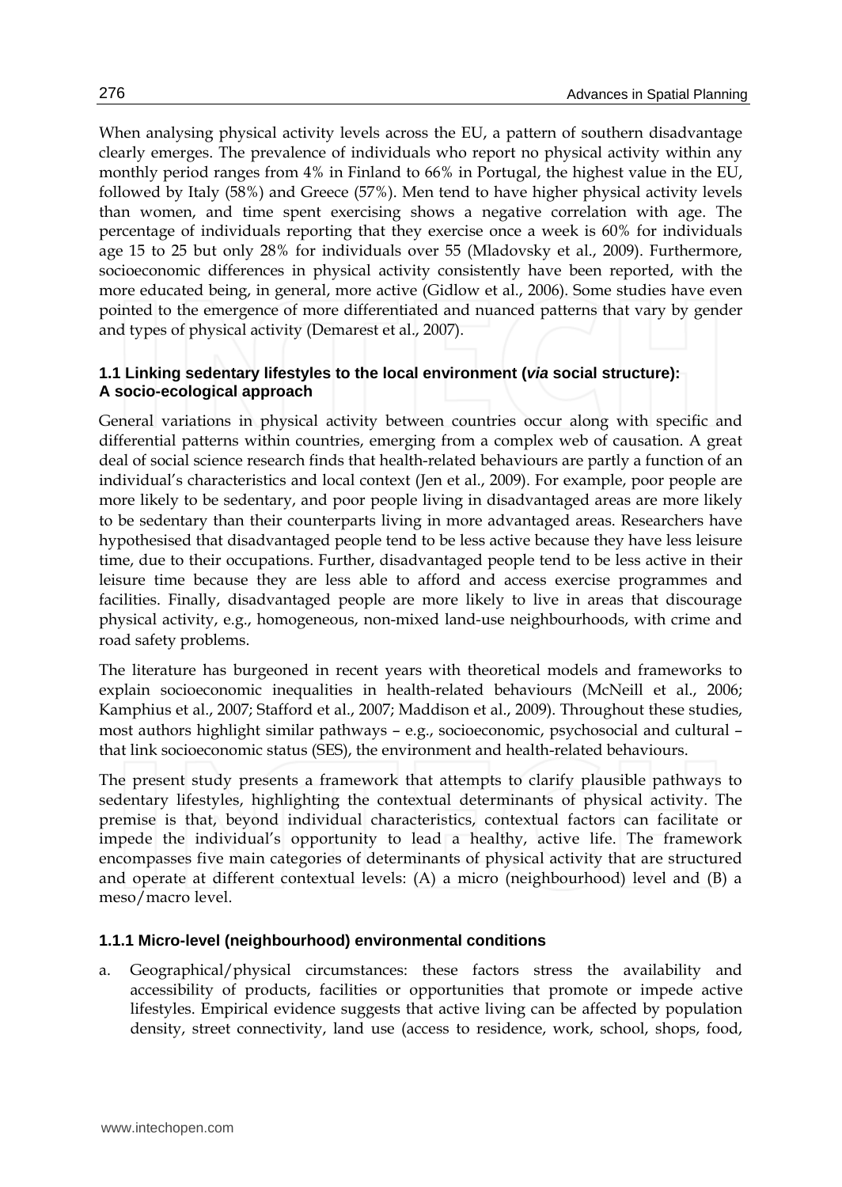When analysing physical activity levels across the EU, a pattern of southern disadvantage clearly emerges. The prevalence of individuals who report no physical activity within any monthly period ranges from 4% in Finland to 66% in Portugal, the highest value in the EU, followed by Italy (58%) and Greece (57%). Men tend to have higher physical activity levels than women, and time spent exercising shows a negative correlation with age. The percentage of individuals reporting that they exercise once a week is 60% for individuals age 15 to 25 but only 28% for individuals over 55 (Mladovsky et al., 2009). Furthermore, socioeconomic differences in physical activity consistently have been reported, with the more educated being, in general, more active (Gidlow et al., 2006). Some studies have even pointed to the emergence of more differentiated and nuanced patterns that vary by gender and types of physical activity (Demarest et al., 2007).

### 1.1 Linking sedentary lifestyles to the local environment (*via* social structure): A socio-ecological approach

General variations in physical activity between countries occur along with specific and differential patterns within countries, emerging from a complex web of causation. A great deal of social science research finds that health-related behaviours are partly a function of an individual's characteristics and local context (Jen et al., 2009). For example, poor people are more likely to be sedentary, and poor people living in disadvantaged areas are more likely to be sedentary than their counterparts living in more advantaged areas. Researchers have hypothesised that disadvantaged people tend to be less active because they have less leisure time, due to their occupations. Further, disadvantaged people tend to be less active in their leisure time because they are less able to afford and access exercise programmes and facilities. Finally, disadvantaged people are more likely to live in areas that discourage physical activity, e.g., homogeneous, non-mixed land-use neighbourhoods, with crime and road safety problems.

The literature has burgeoned in recent years with theoretical models and frameworks to explain socioeconomic inequalities in health-related behaviours (McNeill et al., 2006; Kamphius et al., 2007; Stafford et al., 2007; Maddison et al., 2009). Throughout these studies, most authors highlight similar pathways – e.g., socioeconomic, psychosocial and cultural – that link socioeconomic status (SES), the environment and health-related behaviours.

The present study presents a framework that attempts to clarify plausible pathways to sedentary lifestyles, highlighting the contextual determinants of physical activity. The premise is that, beyond individual characteristics, contextual factors can facilitate or impede the individual's opportunity to lead a healthy, active life. The framework encompasses five main categories of determinants of physical activity that are structured and operate at different contextual levels: (A) a micro (neighbourhood) level and (B) a meso/macro level.

#### 1.1.1 Micro-level (neighbourhood) environmental conditions

a. Geographical/physical circumstances: these factors stress the availability and accessibility of products, facilities or opportunities that promote or impede active lifestyles. Empirical evidence suggests that active living can be affected by population density, street connectivity, land use (access to residence, work, school, shops, food,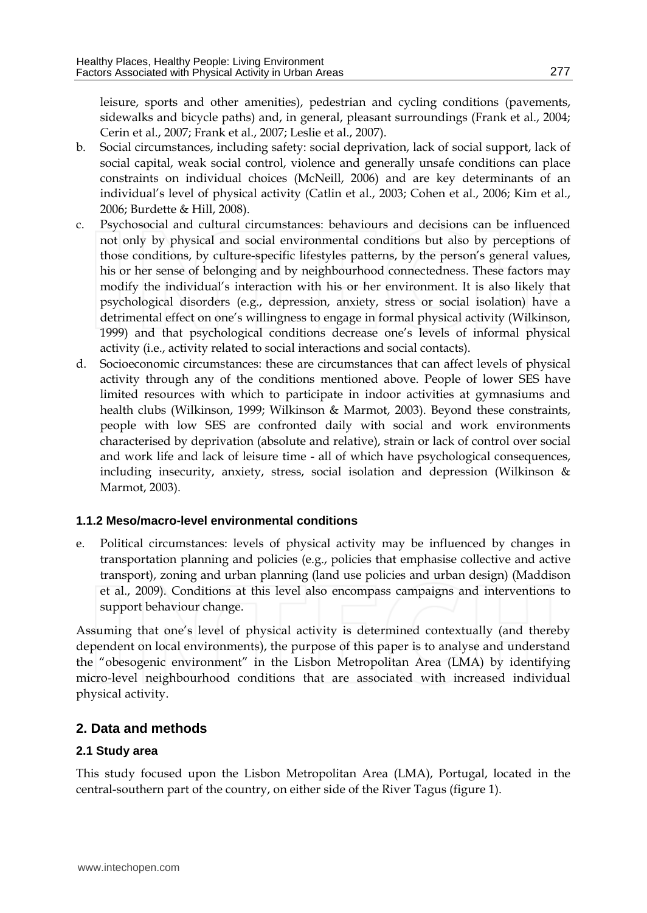leisure, sports and other amenities), pedestrian and cycling conditions (pavements, sidewalks and bicycle paths) and, in general, pleasant surroundings (Frank et al., 2004; Cerin et al., 2007; Frank et al., 2007; Leslie et al., 2007).

b. Social circumstances, including safety: social deprivation, lack of social support, lack of social capital, weak social control, violence and generally unsafe conditions can place constraints on individual choices (McNeill, 2006) and are key determinants of an individual's level of physical activity (Catlin et al., 2003; Cohen et al., 2006; Kim et al., 2006; Burdette & Hill, 2008).

c. Psychosocial and cultural circumstances: behaviours and decisions can be influenced not only by physical and social environmental conditions but also by perceptions of those conditions, by culture-specific lifestyles patterns, by the person's general values, his or her sense of belonging and by neighbourhood connectedness. These factors may modify the individual's interaction with his or her environment. It is also likely that psychological disorders (e.g., depression, anxiety, stress or social isolation) have a detrimental effect on one's willingness to engage in formal physical activity (Wilkinson, 1999) and that psychological conditions decrease one's levels of informal physical activity (i.e., activity related to social interactions and social contacts).

d. Socioeconomic circumstances: these are circumstances that can affect levels of physical activity through any of the conditions mentioned above. People of lower SES have limited resources with which to participate in indoor activities at gymnasiums and health clubs (Wilkinson, 1999; Wilkinson & Marmot, 2003). Beyond these constraints, people with low SES are confronted daily with social and work environments characterised by deprivation (absolute and relative), strain or lack of control over social and work life and lack of leisure time - all of which have psychological consequences, including insecurity, anxiety, stress, social isolation and depression (Wilkinson & Marmot, 2003).

### 1.1.2 Meso/macro-level environmental conditions

e. Political circumstances: levels of physical activity may be influenced by changes in transportation planning and policies (e.g., policies that emphasise collective and active transport), zoning and urban planning (land use policies and urban design) (Maddison et al., 2009). Conditions at this level also encompass campaigns and interventions to support behaviour change.

Assuming that one's level of physical activity is determined contextually (and thereby dependent on local environments), the purpose of this paper is to analyse and understand the "obesogenic environment" in the Lisbon Metropolitan Area (LMA) by identifying micro-level neighbourhood conditions that are associated with increased individual physical activity.

## 2. Data and methods

### 2.1 Study area

This study focused upon the Lisbon Metropolitan Area (LMA), Portugal, located in the central-southern part of the country, on either side of the River Tagus (figure 1).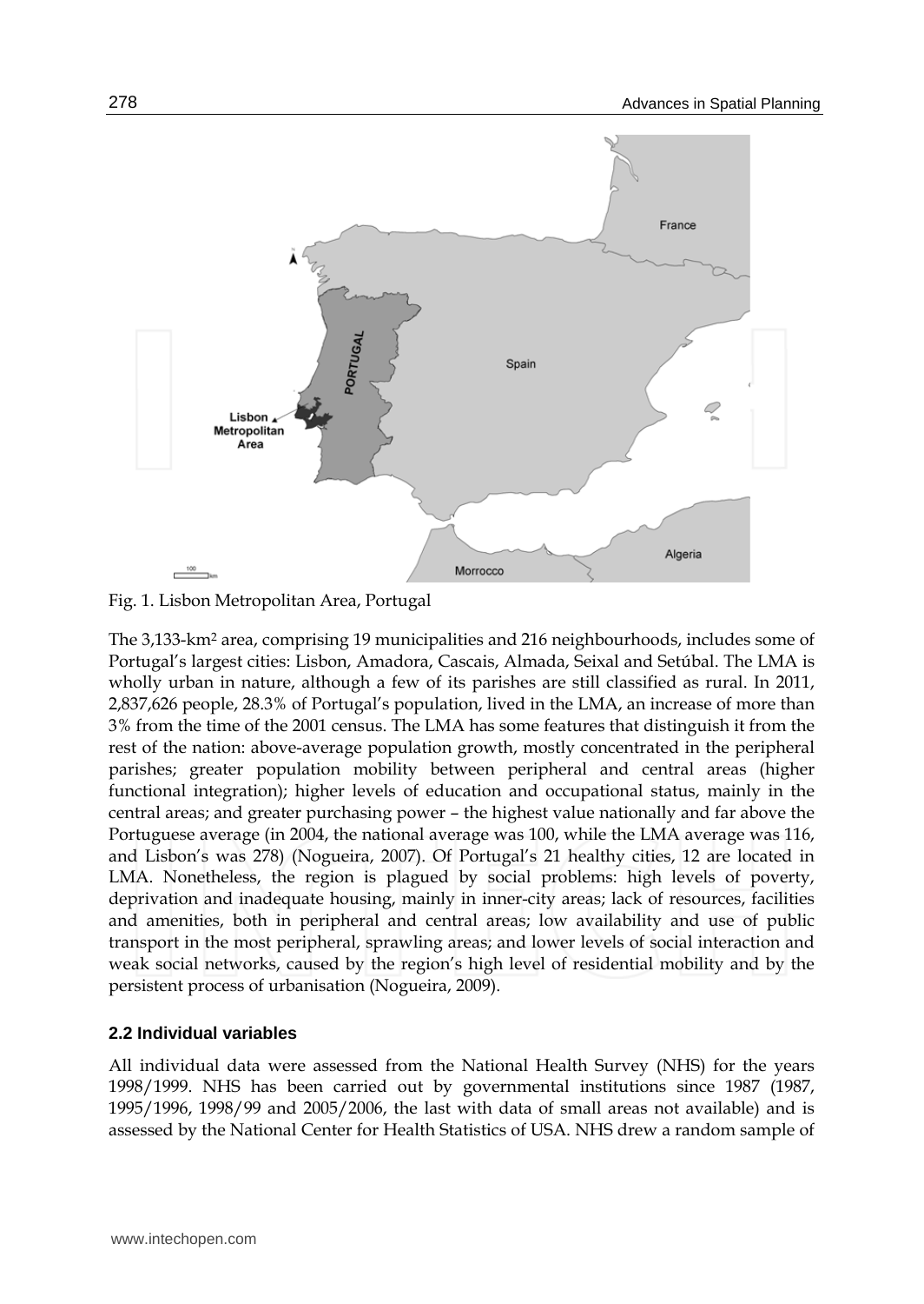Fig. 1. Lisbon Metropolitan Area, Portugal

The 3,133-km² area, comprising 19 municipalities and 216 neighbourhoods, includes some of Portugal's largest cities: Lisbon, Amadora, Cascais, Almada, Seixal and Setúbal. The LMA is wholly urban in nature, although a few of its parishes are still classified as rural. In 2011, 2,837,626 people, 28.3% of Portugal's population, lived in the LMA, an increase of more than 3% from the time of the 2001 census. The LMA has some features that distinguish it from the rest of the nation: above-average population growth, mostly concentrated in the peripheral parishes; greater population mobility between peripheral and central areas (higher functional integration); higher levels of education and occupational status, mainly in the central areas; and greater purchasing power – the highest value nationally and far above the Portuguese average (in 2004, the national average was 100, while the LMA average was 116, and Lisbon's was 278) (Nogueira, 2007). Of Portugal's 21 healthy cities, 12 are located in LMA. Nonetheless, the region is plagued by social problems: high levels of poverty, deprivation and inadequate housing, mainly in inner-city areas; lack of resources, facilities and amenities, both in peripheral and central areas; low availability and use of public transport in the most peripheral, sprawling areas; and lower levels of social interaction and weak social networks, caused by the region's high level of residential mobility and by the persistent process of urbanisation (Nogueira, 2009).

### 2.2 Individual variables

All individual data were assessed from the National Health Survey (NHS) for the years 1998/1999. NHS has been carried out by governmental institutions since 1987 (1987, 1995/1996, 1998/99 and 2005/2006, the last with data of small areas not available) and is assessed by the National Center for Health Statistics of USA. NHS drew a random sample of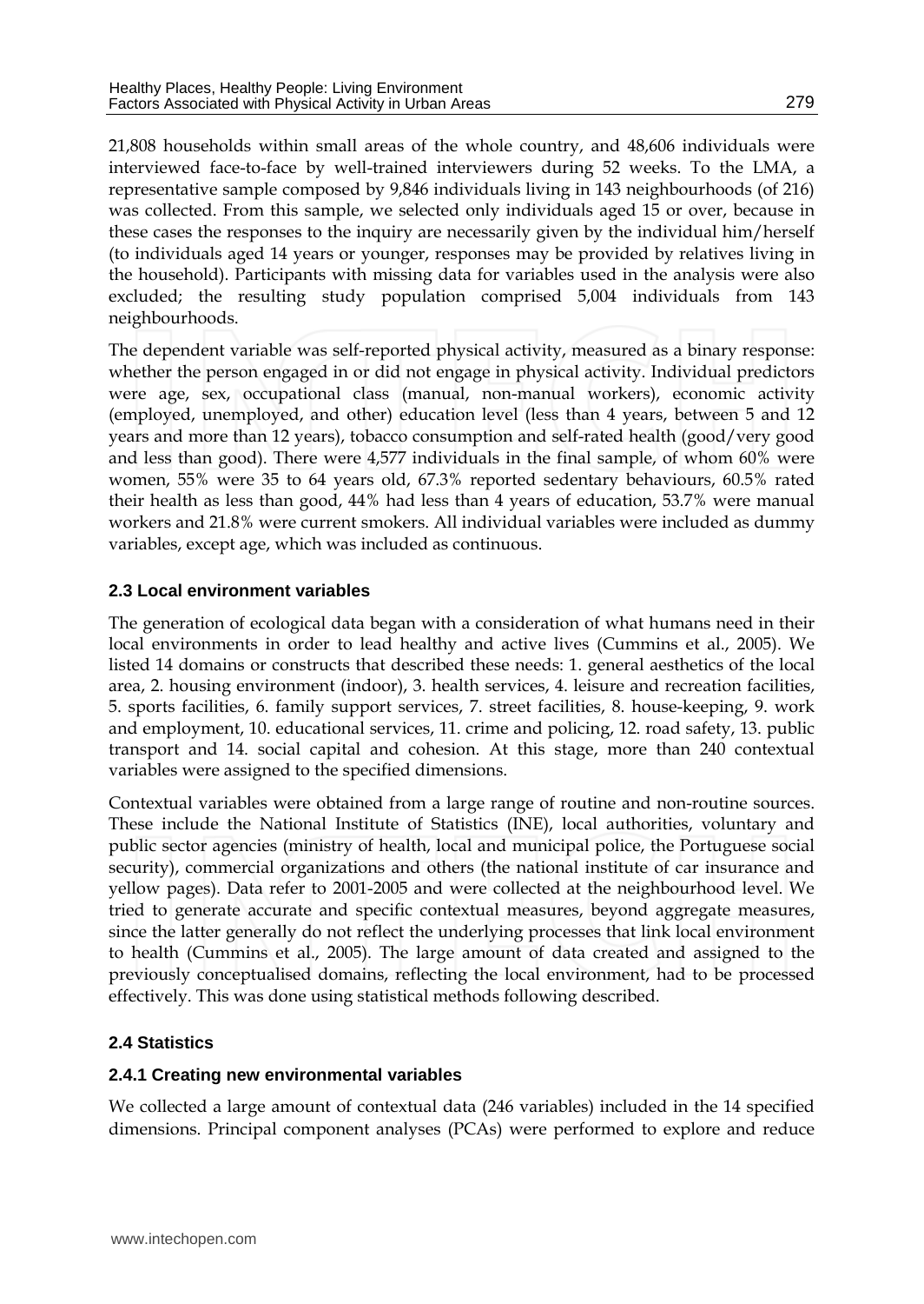21,808 households within small areas of the whole country, and 48,606 individuals were interviewed face-to-face by well-trained interviewers during 52 weeks. To the LMA, a representative sample composed by 9,846 individuals living in 143 neighbourhoods (of 216) was collected. From this sample, we selected only individuals aged 15 or over, because in these cases the responses to the inquiry are necessarily given by the individual him/herself (to individuals aged 14 years or younger, responses may be provided by relatives living in the household). Participants with missing data for variables used in the analysis were also excluded; the resulting study population comprised 5,004 individuals from 143 neighbourhoods.

The dependent variable was self-reported physical activity, measured as a binary response: whether the person engaged in or did not engage in physical activity. Individual predictors were age, sex, occupational class (manual, non-manual workers), economic activity (employed, unemployed, and other) education level (less than 4 years, between 5 and 12 years and more than 12 years), tobacco consumption and self-rated health (good/very good and less than good). There were 4,577 individuals in the final sample, of whom 60% were women, 55% were 35 to 64 years old, 67.3% reported sedentary behaviours, 60.5% rated their health as less than good, 44% had less than 4 years of education, 53.7% were manual workers and 21.8% were current smokers. All individual variables were included as dummy variables, except age, which was included as continuous.

### 2.3 Local environment variables

The generation of ecological data began with a consideration of what humans need in their local environments in order to lead healthy and active lives (Cummins et al., 2005). We listed 14 domains or constructs that described these needs: 1. general aesthetics of the local area, 2. housing environment (indoor), 3. health services, 4. leisure and recreation facilities, 5. sports facilities, 6. family support services, 7. street facilities, 8. house-keeping, 9. work and employment, 10. educational services, 11. crime and policing, 12. road safety, 13. public transport and 14. social capital and cohesion. At this stage, more than 240 contextual variables were assigned to the specified dimensions.

Contextual variables were obtained from a large range of routine and non-routine sources. These include the National Institute of Statistics (INE), local authorities, voluntary and public sector agencies (ministry of health, local and municipal police, the Portuguese social security), commercial organizations and others (the national institute of car insurance and yellow pages). Data refer to 2001-2005 and were collected at the neighbourhood level. We tried to generate accurate and specific contextual measures, beyond aggregate measures, since the latter generally do not reflect the underlying processes that link local environment to health (Cummins et al., 2005). The large amount of data created and assigned to the previously conceptualised domains, reflecting the local environment, had to be processed effectively. This was done using statistical methods following described.

### 2.4 Statistics

#### 2.4.1 Creating new environmental variables

We collected a large amount of contextual data (246 variables) included in the 14 specified dimensions. Principal component analyses (PCAs) were performed to explore and reduce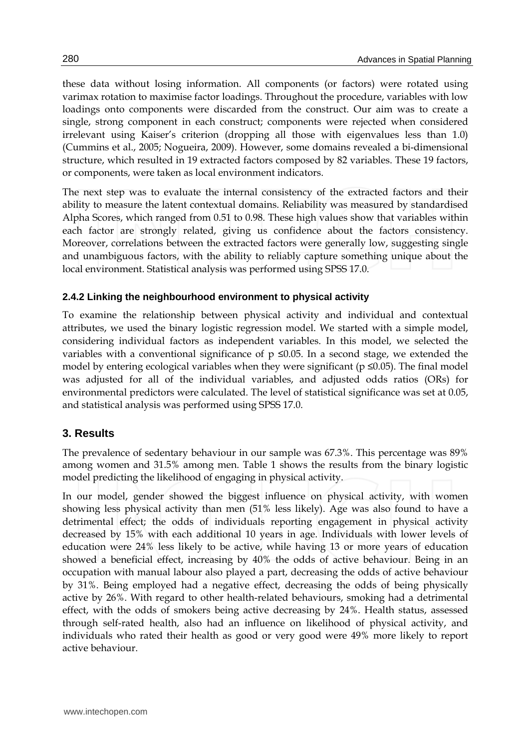these data without losing information. All components (or factors) were rotated using varimax rotation to maximise factor loadings. Throughout the procedure, variables with low loadings onto components were discarded from the construct. Our aim was to create a single, strong component in each construct; components were rejected when considered irrelevant using Kaiser's criterion (dropping all those with eigenvalues less than 1.0) (Cummins et al., 2005; Nogueira, 2009). However, some domains revealed a bi-dimensional structure, which resulted in 19 extracted factors composed by 82 variables. These 19 factors, or components, were taken as local environment indicators.

The next step was to evaluate the internal consistency of the extracted factors and their ability to measure the latent contextual domains. Reliability was measured by standardised Alpha Scores, which ranged from 0.51 to 0.98. These high values show that variables within each factor are strongly related, giving us confidence about the factors consistency. Moreover, correlations between the extracted factors were generally low, suggesting single and unambiguous factors, with the ability to reliably capture something unique about the local environment. Statistical analysis was performed using SPSS 17.0.

### 2.4.2 Linking the neighbourhood environment to physical activity

To examine the relationship between physical activity and individual and contextual attributes, we used the binary logistic regression model. We started with a simple model, considering individual factors as independent variables. In this model, we selected the variables with a conventional significance of $p \leq 0.05$. In a second stage, we extended the model by entering ecological variables when they were significant ($p \leq 0.05$). The final model was adjusted for all of the individual variables, and adjusted odds ratios (ORs) for environmental predictors were calculated. The level of statistical significance was set at 0.05, and statistical analysis was performed using SPSS 17.0.

## 3. Results

The prevalence of sedentary behaviour in our sample was 67.3%. This percentage was 89% among women and 31.5% among men. Table 1 shows the results from the binary logistic model predicting the likelihood of engaging in physical activity.

In our model, gender showed the biggest influence on physical activity, with women showing less physical activity than men (51% less likely). Age was also found to have a detrimental effect; the odds of individuals reporting engagement in physical activity decreased by 15% with each additional 10 years in age. Individuals with lower levels of education were 24% less likely to be active, while having 13 or more years of education showed a beneficial effect, increasing by 40% the odds of active behaviour. Being in an occupation with manual labour also played a part, decreasing the odds of active behaviour by 31%. Being employed had a negative effect, decreasing the odds of being physically active by 26%. With regard to other health-related behaviours, smoking had a detrimental effect, with the odds of smokers being active decreasing by 24%. Health status, assessed through self-rated health, also had an influence on likelihood of physical activity, and individuals who rated their health as good or very good were 49% more likely to report active behaviour.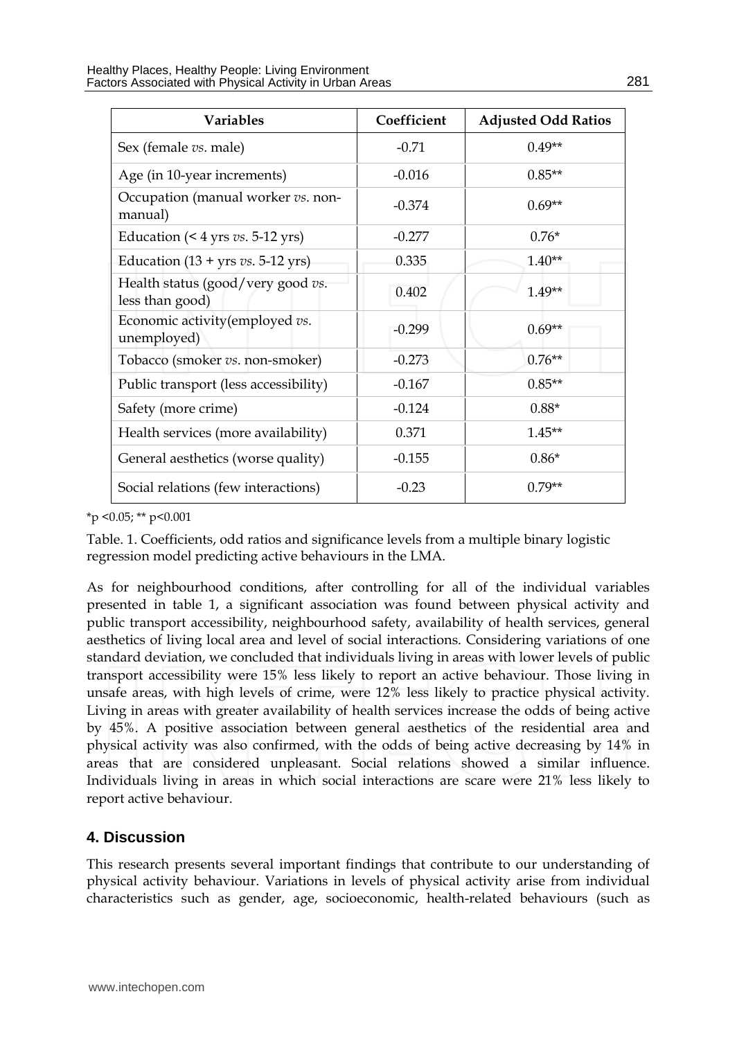| Variables | Coefficient | Adjusted Odd Ratios |
|---|---|---|
| Sex (female *vs*. male) | -0.71 | 0.49** |
| Age (in 10-year increments) | -0.016 | 0.85** |
| Occupation (manual worker *vs*. non-manual) | -0.374 | 0.69** |
| Education (< 4 yrs *vs*. 5-12 yrs) | -0.277 | 0.76* |
| Education (13 + yrs *vs*. 5-12 yrs) | 0.335 | 1.40** |
| Health status (good/very good *vs*. less than good) | 0.402 | 1.49** |
| Economic activity(employed *vs*. unemployed) | -0.299 | 0.69** |
| Tobacco (smoker *vs*. non-smoker) | -0.273 | 0.76** |
| Public transport (less accessibility) | -0.167 | 0.85** |
| Safety (more crime) | -0.124 | 0.88* |
| Health services (more availability) | 0.371 | 1.45** |
| General aesthetics (worse quality) | -0.155 | 0.86* |
| Social relations (few interactions) | -0.23 | 0.79** |

*p <0.05; ** p<0.001

Table. 1. Coefficients, odd ratios and significance levels from a multiple binary logistic regression model predicting active behaviours in the LMA.

As for neighbourhood conditions, after controlling for all of the individual variables presented in table 1, a significant association was found between physical activity and public transport accessibility, neighbourhood safety, availability of health services, general aesthetics of living local area and level of social interactions. Considering variations of one standard deviation, we concluded that individuals living in areas with lower levels of public transport accessibility were 15% less likely to report an active behaviour. Those living in unsafe areas, with high levels of crime, were 12% less likely to practice physical activity. Living in areas with greater availability of health services increase the odds of being active by 45%. A positive association between general aesthetics of the residential area and physical activity was also confirmed, with the odds of being active decreasing by 14% in areas that are considered unpleasant. Social relations showed a similar influence. Individuals living in areas in which social interactions are scare were 21% less likely to report active behaviour.

## 4. Discussion

This research presents several important findings that contribute to our understanding of physical activity behaviour. Variations in levels of physical activity arise from individual characteristics such as gender, age, socioeconomic, health-related behaviours (such as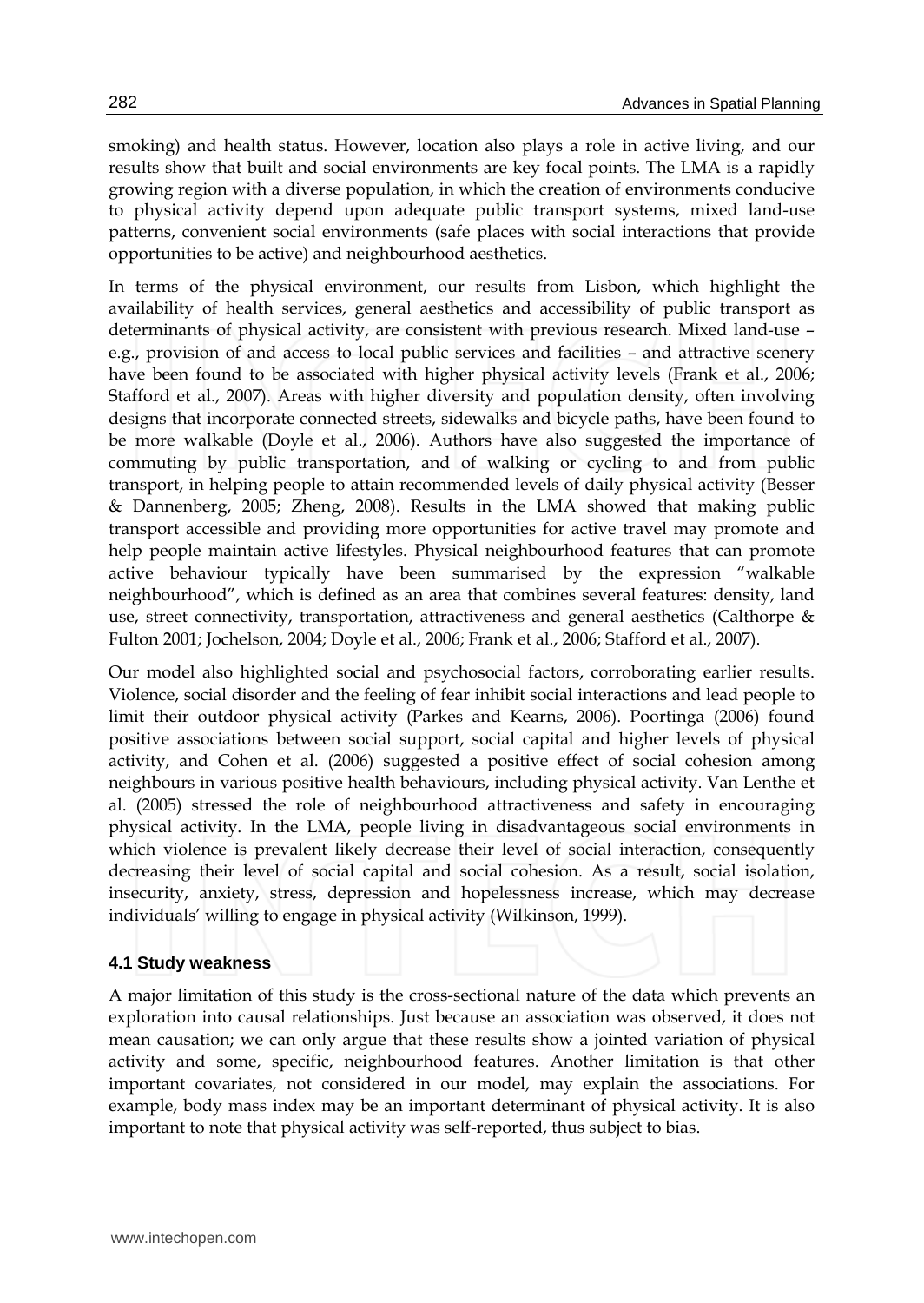smoking) and health status. However, location also plays a role in active living, and our results show that built and social environments are key focal points. The LMA is a rapidly growing region with a diverse population, in which the creation of environments conducive to physical activity depend upon adequate public transport systems, mixed land-use patterns, convenient social environments (safe places with social interactions that provide opportunities to be active) and neighbourhood aesthetics.

In terms of the physical environment, our results from Lisbon, which highlight the availability of health services, general aesthetics and accessibility of public transport as determinants of physical activity, are consistent with previous research. Mixed land-use – e.g., provision of and access to local public services and facilities – and attractive scenery have been found to be associated with higher physical activity levels (Frank et al., 2006; Stafford et al., 2007). Areas with higher diversity and population density, often involving designs that incorporate connected streets, sidewalks and bicycle paths, have been found to be more walkable (Doyle et al., 2006). Authors have also suggested the importance of commuting by public transportation, and of walking or cycling to and from public transport, in helping people to attain recommended levels of daily physical activity (Besser & Dannenberg, 2005; Zheng, 2008). Results in the LMA showed that making public transport accessible and providing more opportunities for active travel may promote and help people maintain active lifestyles. Physical neighbourhood features that can promote active behaviour typically have been summarised by the expression "walkable neighbourhood", which is defined as an area that combines several features: density, land use, street connectivity, transportation, attractiveness and general aesthetics (Calthorpe & Fulton 2001; Jochelson, 2004; Doyle et al., 2006; Frank et al., 2006; Stafford et al., 2007).

Our model also highlighted social and psychosocial factors, corroborating earlier results. Violence, social disorder and the feeling of fear inhibit social interactions and lead people to limit their outdoor physical activity (Parkes and Kearns, 2006). Poortinga (2006) found positive associations between social support, social capital and higher levels of physical activity, and Cohen et al. (2006) suggested a positive effect of social cohesion among neighbours in various positive health behaviours, including physical activity. Van Lenthe et al. (2005) stressed the role of neighbourhood attractiveness and safety in encouraging physical activity. In the LMA, people living in disadvantageous social environments in which violence is prevalent likely decrease their level of social interaction, consequently decreasing their level of social capital and social cohesion. As a result, social isolation, insecurity, anxiety, stress, depression and hopelessness increase, which may decrease individuals' willing to engage in physical activity (Wilkinson, 1999).

### 4.1 Study weakness

A major limitation of this study is the cross-sectional nature of the data which prevents an exploration into causal relationships. Just because an association was observed, it does not mean causation; we can only argue that these results show a jointed variation of physical activity and some, specific, neighbourhood features. Another limitation is that other important covariates, not considered in our model, may explain the associations. For example, body mass index may be an important determinant of physical activity. It is also important to note that physical activity was self-reported, thus subject to bias.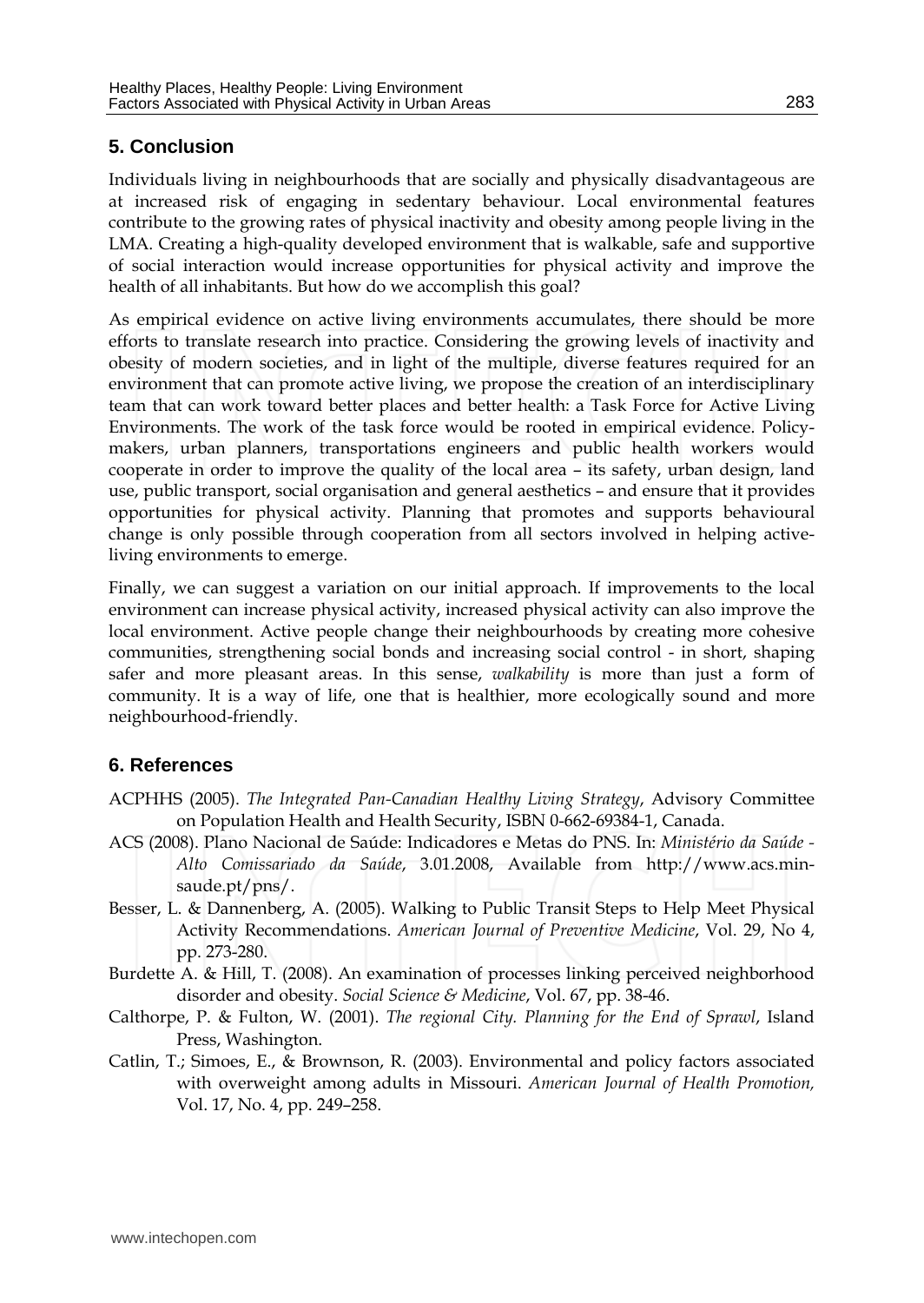## 5. Conclusion

Individuals living in neighbourhoods that are socially and physically disadvantageous are at increased risk of engaging in sedentary behaviour. Local environmental features contribute to the growing rates of physical inactivity and obesity among people living in the LMA. Creating a high-quality developed environment that is walkable, safe and supportive of social interaction would increase opportunities for physical activity and improve the health of all inhabitants. But how do we accomplish this goal?

As empirical evidence on active living environments accumulates, there should be more efforts to translate research into practice. Considering the growing levels of inactivity and obesity of modern societies, and in light of the multiple, diverse features required for an environment that can promote active living, we propose the creation of an interdisciplinary team that can work toward better places and better health: a Task Force for Active Living Environments. The work of the task force would be rooted in empirical evidence. Policy-makers, urban planners, transportations engineers and public health workers would cooperate in order to improve the quality of the local area – its safety, urban design, land use, public transport, social organisation and general aesthetics – and ensure that it provides opportunities for physical activity. Planning that promotes and supports behavioural change is only possible through cooperation from all sectors involved in helping active-living environments to emerge.

Finally, we can suggest a variation on our initial approach. If improvements to the local environment can increase physical activity, increased physical activity can also improve the local environment. Active people change their neighbourhoods by creating more cohesive communities, strengthening social bonds and increasing social control - in short, shaping safer and more pleasant areas. In this sense, *walkability* is more than just a form of community. It is a way of life, one that is healthier, more ecologically sound and more neighbourhood-friendly.

## 6. References

ACPHHS (2005). *The Integrated Pan-Canadian Healthy Living Strategy*, Advisory Committee on Population Health and Health Security, ISBN 0-662-69384-1, Canada.

ACS (2008). Plano Nacional de Saúde: Indicadores e Metas do PNS. In: *Ministério da Saúde - Alto Comissariado da Saúde*, 3.01.2008, Available from http://www.acs.min-saude.pt/pns/.

Besser, L. & Dannenberg, A. (2005). Walking to Public Transit Steps to Help Meet Physical Activity Recommendations. *American Journal of Preventive Medicine*, Vol. 29, No 4, pp. 273-280.

Burdette A. & Hill, T. (2008). An examination of processes linking perceived neighborhood disorder and obesity. *Social Science & Medicine*, Vol. 67, pp. 38-46.

Calthorpe, P. & Fulton, W. (2001). *The regional City. Planning for the End of Sprawl*, Island Press, Washington.

Catlin, T.; Simoes, E., & Brownson, R. (2003). Environmental and policy factors associated with overweight among adults in Missouri. *American Journal of Health Promotion*, Vol. 17, No. 4, pp. 249–258.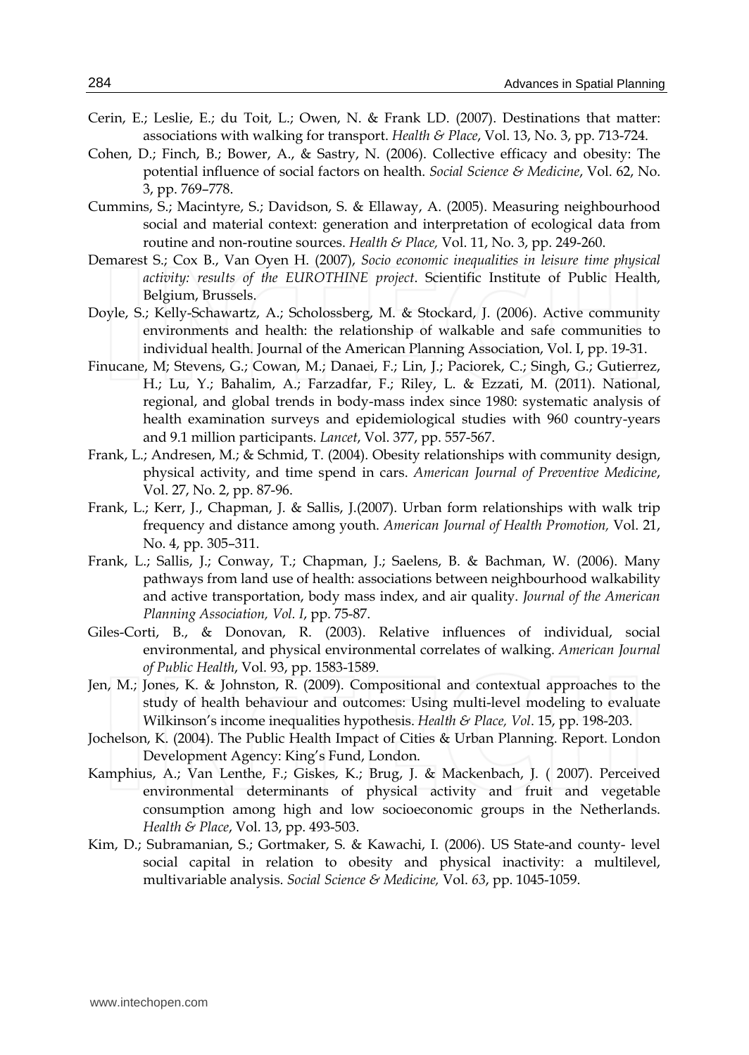Cerin, E.; Leslie, E.; du Toit, L.; Owen, N. & Frank LD. (2007). Destinations that matter: associations with walking for transport. *Health & Place*, Vol. 13, No. 3, pp. 713-724.

Cohen, D.; Finch, B.; Bower, A., & Sastry, N. (2006). Collective efficacy and obesity: The potential influence of social factors on health. *Social Science & Medicine*, Vol. 62, No. 3, pp. 769–778.

Cummins, S.; Macintyre, S.; Davidson, S. & Ellaway, A. (2005). Measuring neighbourhood social and material context: generation and interpretation of ecological data from routine and non-routine sources. *Health & Place,* Vol. 11, No. 3, pp. 249-260.

Demarest S.; Cox B., Van Oyen H. (2007), *Socio economic inequalities in leisure time physical activity: results of the EUROTHINE project*. Scientific Institute of Public Health, Belgium, Brussels.

Doyle, S.; Kelly-Schawartz, A.; Scholossberg, M. & Stockard, J. (2006). Active community environments and health: the relationship of walkable and safe communities to individual health. Journal of the American Planning Association, Vol. I, pp. 19-31.

Finucane, M; Stevens, G.; Cowan, M.; Danaei, F.; Lin, J.; Paciorek, C.; Singh, G.; Gutierrez, H.; Lu, Y.; Bahalim, A.; Farzadfar, F.; Riley, L. & Ezzati, M. (2011). National, regional, and global trends in body-mass index since 1980: systematic analysis of health examination surveys and epidemiological studies with 960 country-years and 9.1 million participants. *Lancet*, Vol. 377, pp. 557-567.

Frank, L.; Andresen, M.; & Schmid, T. (2004). Obesity relationships with community design, physical activity, and time spend in cars. *American Journal of Preventive Medicine*, Vol. 27, No. 2, pp. 87-96.

Frank, L.; Kerr, J., Chapman, J. & Sallis, J.(2007). Urban form relationships with walk trip frequency and distance among youth. *American Journal of Health Promotion,* Vol. 21, No. 4, pp. 305–311.

Frank, L.; Sallis, J.; Conway, T.; Chapman, J.; Saelens, B. & Bachman, W. (2006). Many pathways from land use of health: associations between neighbourhood walkability and active transportation, body mass index, and air quality. *Journal of the American Planning Association, Vol. I*, pp. 75-87.

Giles-Corti, B., & Donovan, R. (2003). Relative influences of individual, social environmental, and physical environmental correlates of walking. *American Journal of Public Health*, Vol. 93, pp. 1583-1589.

Jen, M.; Jones, K. & Johnston, R. (2009). Compositional and contextual approaches to the study of health behaviour and outcomes: Using multi-level modeling to evaluate Wilkinson's income inequalities hypothesis. *Health & Place, Vol*. 15, pp. 198-203.

Jochelson, K. (2004). The Public Health Impact of Cities & Urban Planning. Report. London Development Agency: King's Fund, London.

Kamphius, A.; Van Lenthe, F.; Giskes, K.; Brug, J. & Mackenbach, J. ( 2007). Perceived environmental determinants of physical activity and fruit and vegetable consumption among high and low socioeconomic groups in the Netherlands. *Health & Place*, Vol. 13, pp. 493-503.

Kim, D.; Subramanian, S.; Gortmaker, S. & Kawachi, I. (2006). US State-and county- level social capital in relation to obesity and physical inactivity: a multilevel, multivariable analysis. *Social Science & Medicine,* Vol. *63*, pp. 1045-1059.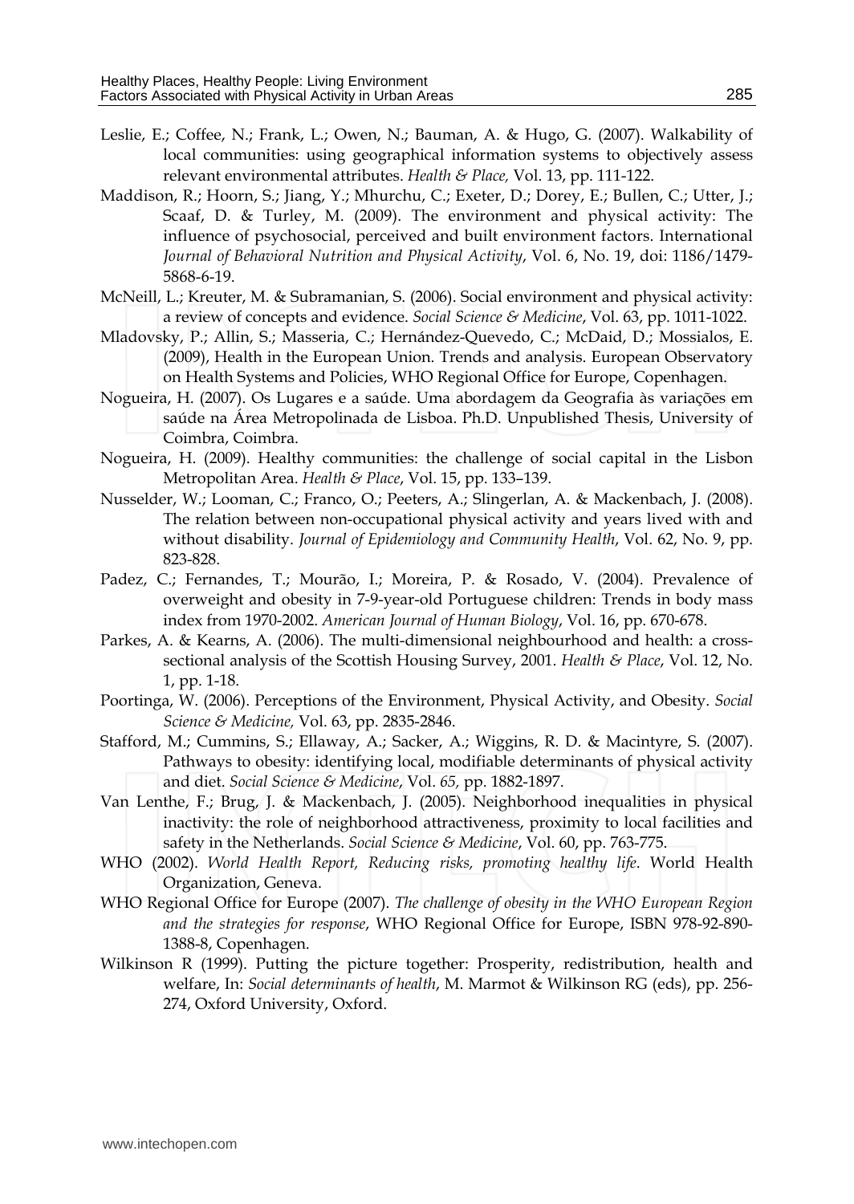Leslie, E.; Coffee, N.; Frank, L.; Owen, N.; Bauman, A. & Hugo, G. (2007). Walkability of local communities: using geographical information systems to objectively assess relevant environmental attributes. *Health & Place,* Vol. 13, pp. 111-122.

Maddison, R.; Hoorn, S.; Jiang, Y.; Mhurchu, C.; Exeter, D.; Dorey, E.; Bullen, C.; Utter, J.; Scaaf, D. & Turley, M. (2009). The environment and physical activity: The influence of psychosocial, perceived and built environment factors. International *Journal of Behavioral Nutrition and Physical Activity*, Vol. 6, No. 19, doi: 1186/1479-5868-6-19.

McNeill, L.; Kreuter, M. & Subramanian, S. (2006). Social environment and physical activity: a review of concepts and evidence. *Social Science & Medicine*, Vol. 63, pp. 1011-1022.

Mladovsky, P.; Allin, S.; Masseria, C.; Hernández-Quevedo, C.; McDaid, D.; Mossialos, E. (2009), Health in the European Union. Trends and analysis. European Observatory on Health Systems and Policies, WHO Regional Office for Europe, Copenhagen.

Nogueira, H. (2007). Os Lugares e a saúde. Uma abordagem da Geografia às variações em saúde na Área Metropolinada de Lisboa. Ph.D. Unpublished Thesis, University of Coimbra, Coimbra.

Nogueira, H. (2009). Healthy communities: the challenge of social capital in the Lisbon Metropolitan Area. *Health & Place*, Vol. 15, pp. 133–139.

Nusselder, W.; Looman, C.; Franco, O.; Peeters, A.; Slingerlan, A. & Mackenbach, J. (2008). The relation between non-occupational physical activity and years lived with and without disability. *Journal of Epidemiology and Community Health*, Vol. 62, No. 9, pp. 823-828.

Padez, C.; Fernandes, T.; Mourão, I.; Moreira, P. & Rosado, V. (2004). Prevalence of overweight and obesity in 7-9-year-old Portuguese children: Trends in body mass index from 1970-2002. *American Journal of Human Biology*, Vol. 16, pp. 670-678.

Parkes, A. & Kearns, A. (2006). The multi-dimensional neighbourhood and health: a cross-sectional analysis of the Scottish Housing Survey, 2001. *Health & Place*, Vol. 12, No. 1, pp. 1-18.

Poortinga, W. (2006). Perceptions of the Environment, Physical Activity, and Obesity. *Social Science & Medicine,* Vol. 63, pp. 2835-2846.

Stafford, M.; Cummins, S.; Ellaway, A.; Sacker, A.; Wiggins, R. D. & Macintyre, S. (2007). Pathways to obesity: identifying local, modifiable determinants of physical activity and diet. *Social Science & Medicine*, Vol. *65,* pp. 1882-1897.

Van Lenthe, F.; Brug, J. & Mackenbach, J. (2005). Neighborhood inequalities in physical inactivity: the role of neighborhood attractiveness, proximity to local facilities and safety in the Netherlands. *Social Science & Medicine*, Vol. 60, pp. 763-775.

WHO (2002). *World Health Report, Reducing risks, promoting healthy life*. World Health Organization, Geneva.

WHO Regional Office for Europe (2007). *The challenge of obesity in the WHO European Region and the strategies for response*, WHO Regional Office for Europe, ISBN 978-92-890-1388-8, Copenhagen.

Wilkinson R (1999). Putting the picture together: Prosperity, redistribution, health and welfare, In: *Social determinants of health*, M. Marmot & Wilkinson RG (eds), pp. 256-274, Oxford University, Oxford.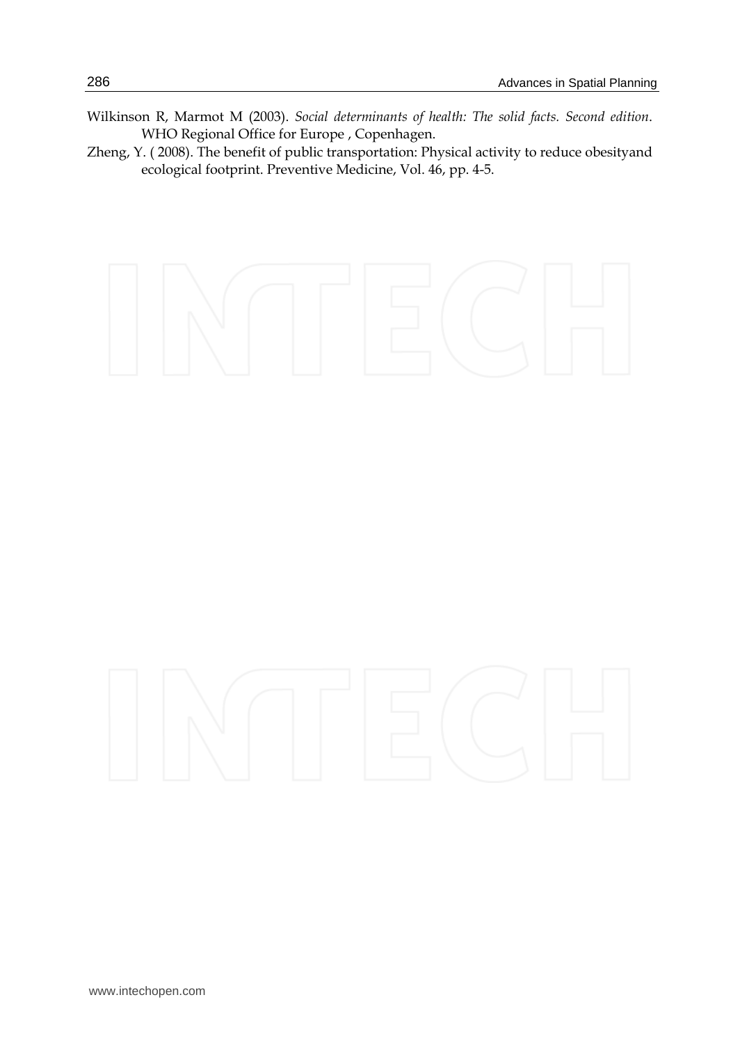Wilkinson R, Marmot M (2003). *Social determinants of health: The solid facts. Second edition*. WHO Regional Office for Europe , Copenhagen.

Zheng, Y. ( 2008). The benefit of public transportation: Physical activity to reduce obesityand ecological footprint. Preventive Medicine, Vol. 46, pp. 4-5.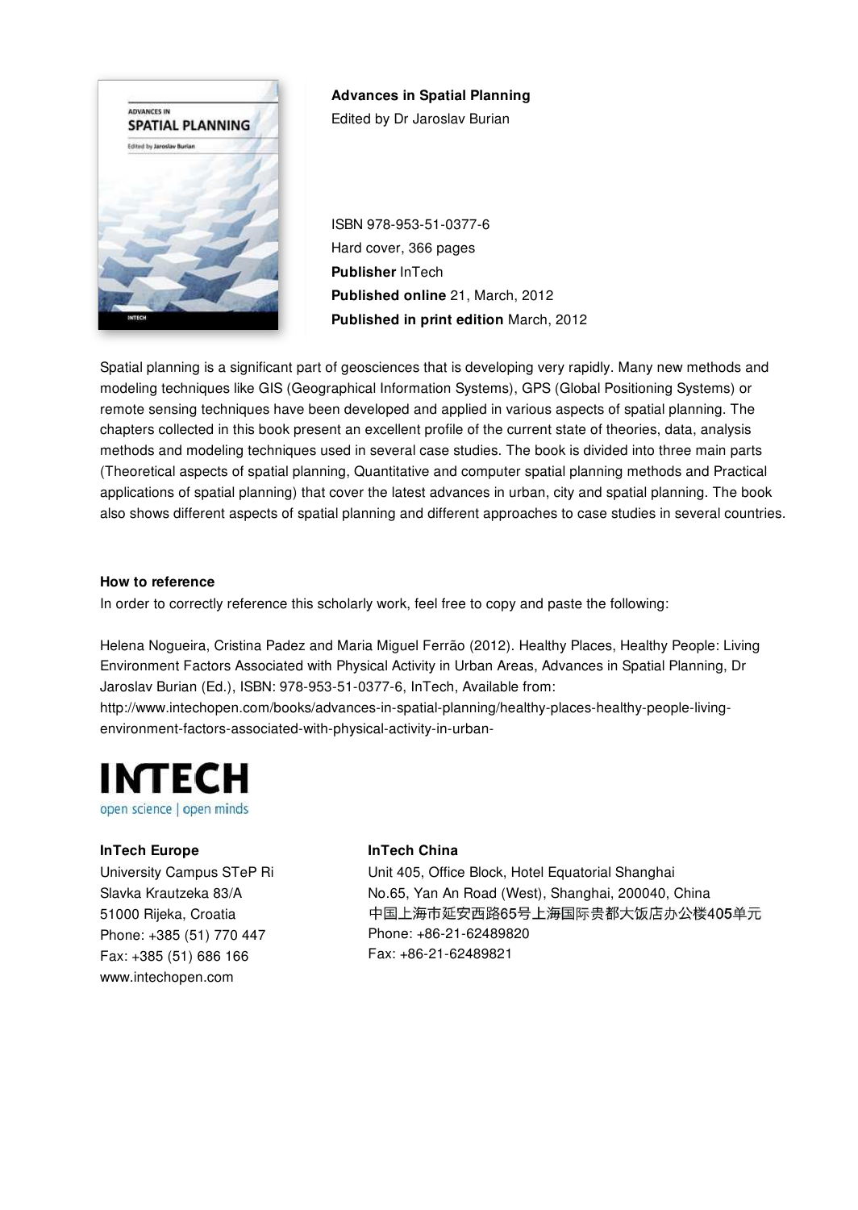**Advances in Spatial Planning**
Edited by Dr Jaroslav Burian

ISBN 978-953-51-0377-6
Hard cover, 366 pages
**Publisher** InTech
**Published online** 21, March, 2012
**Published in print edition** March, 2012

Spatial planning is a significant part of geosciences that is developing very rapidly. Many new methods and modeling techniques like GIS (Geographical Information Systems), GPS (Global Positioning Systems) or remote sensing techniques have been developed and applied in various aspects of spatial planning. The chapters collected in this book present an excellent profile of the current state of theories, data, analysis methods and modeling techniques used in several case studies. The book is divided into three main parts (Theoretical aspects of spatial planning, Quantitative and computer spatial planning methods and Practical applications of spatial planning) that cover the latest advances in urban, city and spatial planning. The book also shows different aspects of spatial planning and different approaches to case studies in several countries.

**How to reference**

In order to correctly reference this scholarly work, feel free to copy and paste the following:

Helena Nogueira, Cristina Padez and Maria Miguel Ferrão (2012). Healthy Places, Healthy People: Living Environment Factors Associated with Physical Activity in Urban Areas, Advances in Spatial Planning, Dr Jaroslav Burian (Ed.), ISBN: 978-953-51-0377-6, InTech, Available from: http://www.intechopen.com/books/advances-in-spatial-planning/healthy-places-healthy-people-living-environment-factors-associated-with-physical-activity-in-urban-

**INTECH**
open science | open minds

**InTech Europe**
University Campus STeP Ri
Slavka Krautzeka 83/A
51000 Rijeka, Croatia
Phone: +385 (51) 770 447
Fax: +385 (51) 686 166
www.intechopen.com

**InTech China**
Unit 405, Office Block, Hotel Equatorial Shanghai
No.65, Yan An Road (West), Shanghai, 200040, China
中国上海市延安西路65号上海国际贵都大饭店办公楼405单元
Phone: +86-21-62489820
Fax: +86-21-62489821